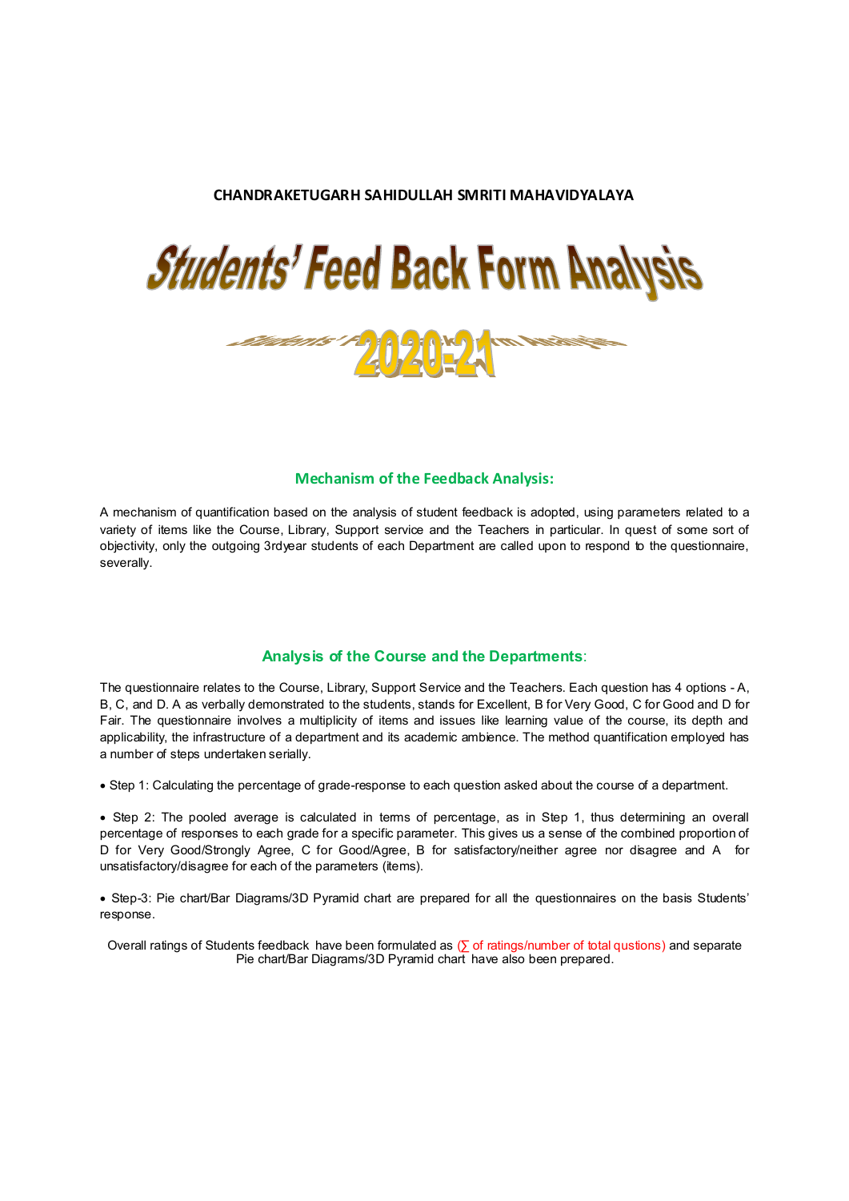**CHANDRAKETUGARH SAHIDULLAH SMRITI MAHAVIDYALAYA**

# Students' Feed Back Form Analysis

# 2020-21

## Mechanism of the Feedback Analysis:

A mechanism of quantification based on the analysis of student feedback is adopted, using parameters related to a variety of items like the Course, Library, Support service and the Teachers in particular. In quest of some sort of objectivity, only the outgoing 3rdyear students of each Department are called upon to respond to the questionnaire, severally.

## Analysis of the Course and the Departments:

The questionnaire relates to the Course, Library, Support Service and the Teachers. Each question has 4 options - A, B, C, and D. A as verbally demonstrated to the students, stands for Excellent, B for Very Good, C for Good and D for Fair. The questionnaire involves a multiplicity of items and issues like learning value of the course, its depth and applicability, the infrastructure of a department and its academic ambience. The method quantification employed has a number of steps undertaken serially.

- Step 1: Calculating the percentage of grade-response to each question asked about the course of a department.

- Step 2: The pooled average is calculated in terms of percentage, as in Step 1, thus determining an overall percentage of responses to each grade for a specific parameter. This gives us a sense of the combined proportion of D for Very Good/Strongly Agree, C for Good/Agree, B for satisfactory/neither agree nor disagree and A for unsatisfactory/disagree for each of the parameters (items).

- Step-3: Pie chart/Bar Diagrams/3D Pyramid chart are prepared for all the questionnaires on the basis Students' response.

Overall ratings of Students feedback have been formulated as (∑ of ratings/number of total qustions) and separate Pie chart/Bar Diagrams/3D Pyramid chart have also been prepared.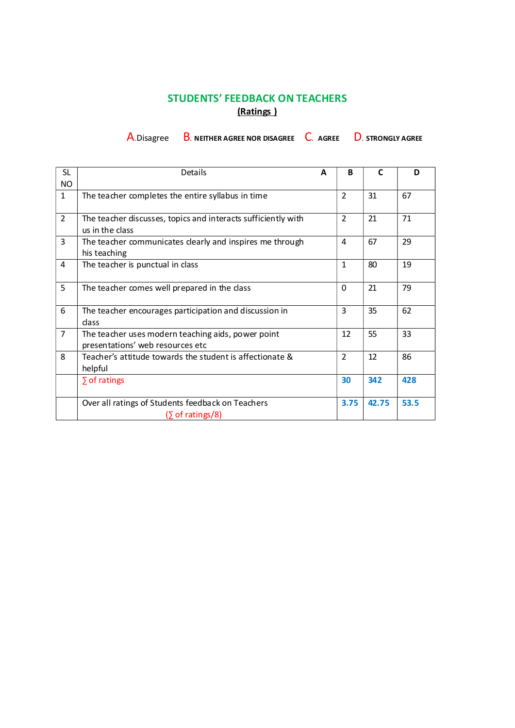## STUDENTS' FEEDBACK ON TEACHERS

**(Ratings )**

A. Disagree B. NEITHER AGREE NOR DISAGREE C. AGREE D. STRONGLY AGREE

| SL NO | Details | A | B | C | D |
|---|---|---|---|---|---|
| 1 | The teacher completes the entire syllabus in time | | 2 | 31 | 67 |
| 2 | The teacher discusses, topics and interacts sufficiently with us in the class | | 2 | 21 | 71 |
| 3 | The teacher communicates clearly and inspires me through his teaching | | 4 | 67 | 29 |
| 4 | The teacher is punctual in class | | 1 | 80 | 19 |
| 5 | The teacher comes well prepared in the class | | 0 | 21 | 79 |
| 6 | The teacher encourages participation and discussion in class | | 3 | 35 | 62 |
| 7 | The teacher uses modern teaching aids, power point presentations' web resources etc | | 12 | 55 | 33 |
| 8 | Teacher's attitude towards the student is affectionate & helpful | | 2 | 12 | 86 |
| | ∑ of ratings | | **30** | **342** | **428** |
| | Over all ratings of Students feedback on Teachers (∑ of ratings/8) | | **3.75** | **42.75** | **53.5** |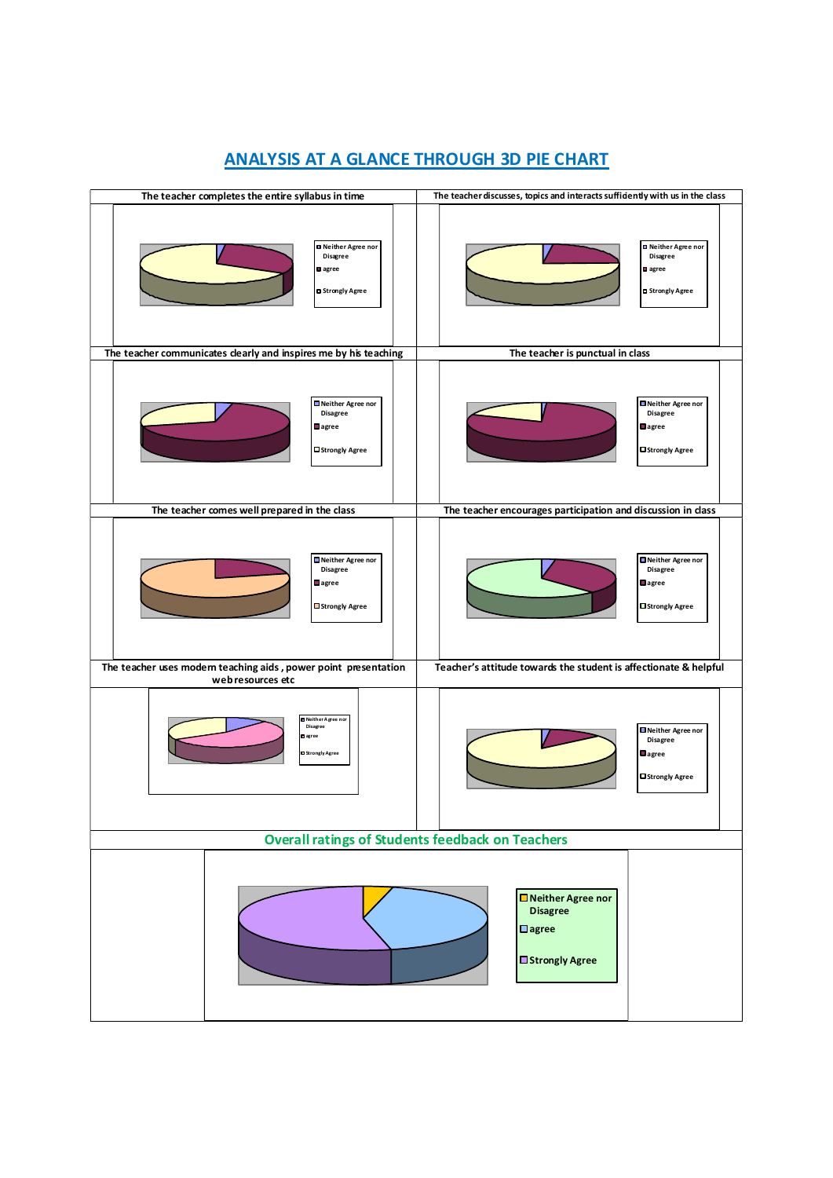## ANALYSIS AT A GLANCE THROUGH 3D PIE CHART

| The teacher completes the entire syllabus in time | The teacher discusses, topics and interacts sufficiently with us in the class |
|---|---|
| Neither Agree nor Disagree; agree; Strongly Agree | Neither Agree nor Disagree; agree; Strongly Agree |
| **The teacher communicates clearly and inspires me by his teaching** | **The teacher is punctual in class** |
| Neither Agree nor Disagree; agree; Strongly Agree | Neither Agree nor Disagree; agree; Strongly Agree |
| **The teacher comes well prepared in the class** | **The teacher encourages participation and discussion in class** |
| Neither Agree nor Disagree; agree; Strongly Agree | Neither Agree nor Disagree; agree; Strongly Agree |
| **The teacher uses modern teaching aids , power point presentation web resources etc** | **Teacher's attitude towards the student is affectionate & helpful** |
| Neither Agree nor Disagree; agree; Strongly Agree | Neither Agree nor Disagree; agree; Strongly Agree |

### Overall ratings of Students feedback on Teachers

Neither Agree nor Disagree; agree; Strongly Agree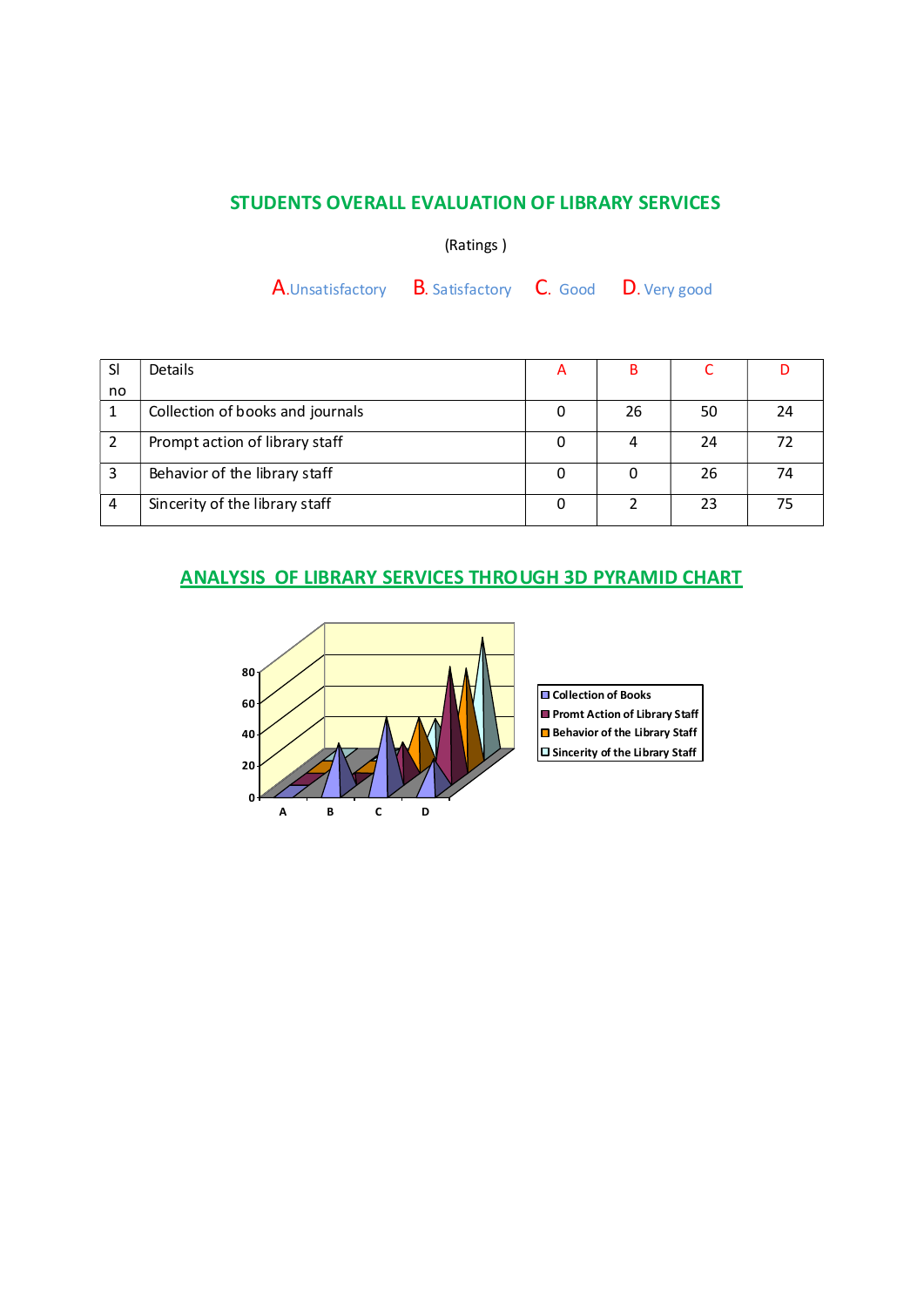## STUDENTS OVERALL EVALUATION OF LIBRARY SERVICES

(Ratings )

A.Unsatisfactory B. Satisfactory C. Good D. Very good

| Sl no | Details | A | B | C | D |
|---|---|---|---|---|---|
| 1 | Collection of books and journals | 0 | 26 | 50 | 24 |
| 2 | Prompt action of library staff | 0 | 4 | 24 | 72 |
| 3 | Behavior of the library staff | 0 | 0 | 26 | 74 |
| 4 | Sincerity of the library staff | 0 | 2 | 23 | 75 |

## ANALYSIS OF LIBRARY SERVICES THROUGH 3D PYRAMID CHART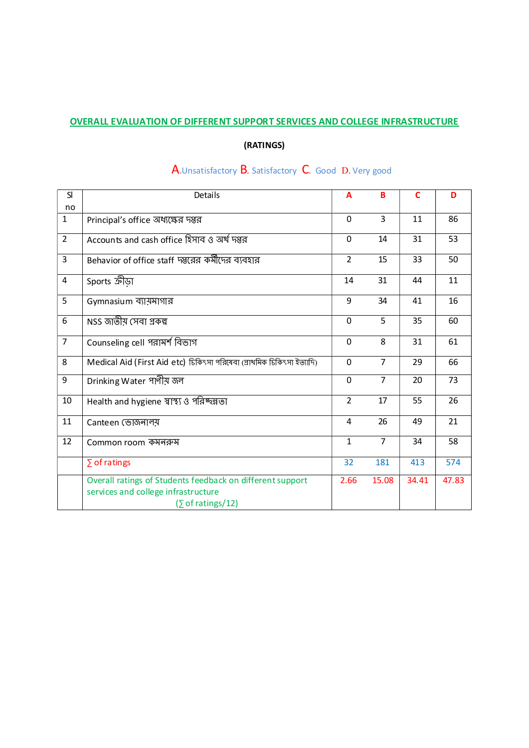## OVERALL EVALUATION OF DIFFERENT SUPPORT SERVICES AND COLLEGE INFRASTRUCTURE

**(RATINGS)**

A.Unsatisfactory B. Satisfactory C. Good D. Very good

| Sl no | Details | A | B | C | D |
|---|---|---|---|---|---|
| 1 | Principal's office অধ্যক্ষের দপ্তর | 0 | 3 | 11 | 86 |
| 2 | Accounts and cash office হিসাব ও অর্থ দপ্তর | 0 | 14 | 31 | 53 |
| 3 | Behavior of office staff দপ্তরের কর্মীদের ব্যবহার | 2 | 15 | 33 | 50 |
| 4 | Sports ক্রীড়া | 14 | 31 | 44 | 11 |
| 5 | Gymnasium ব্যায়ামাগার | 9 | 34 | 41 | 16 |
| 6 | NSS জাতীয় সেবা প্রকল্প | 0 | 5 | 35 | 60 |
| 7 | Counseling cell পরামর্শ বিভাগ | 0 | 8 | 31 | 61 |
| 8 | Medical Aid (First Aid etc) চিকিৎসা পরিষেবা (প্রাথমিক চিকিৎসা ইত্যাদি) | 0 | 7 | 29 | 66 |
| 9 | Drinking Water পাণীয় জল | 0 | 7 | 20 | 73 |
| 10 | Health and hygiene স্বাস্থ্য ও পরিচ্ছন্নতা | 2 | 17 | 55 | 26 |
| 11 | Canteen ভোজনালয় | 4 | 26 | 49 | 21 |
| 12 | Common room কমনরুম | 1 | 7 | 34 | 58 |
| | ∑ of ratings | 32 | 181 | 413 | 574 |
| | Overall ratings of Students feedback on different support services and college infrastructure (∑ of ratings/12) | 2.66 | 15.08 | 34.41 | 47.83 |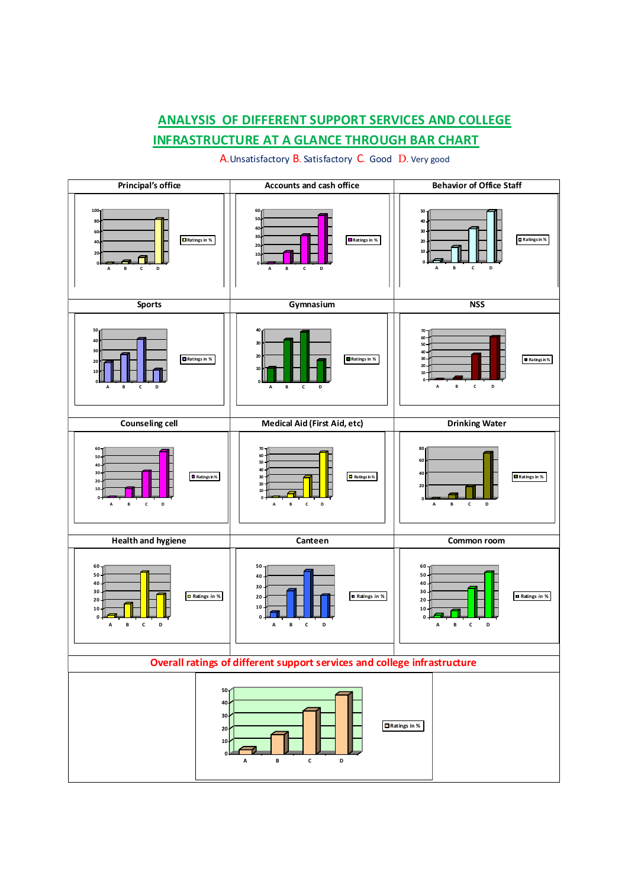# ANALYSIS OF DIFFERENT SUPPORT SERVICES AND COLLEGE INFRASTRUCTURE AT A GLANCE THROUGH BAR CHART

A. Unsatisfactory B. Satisfactory C. Good D. Very good

**Principal's office**

100
80
60
40
20
0
A B C D
Ratings in %

**Accounts and cash office**

60
50
40
30
20
10
0
A B C D
Ratings in %

**Behavior of Office Staff**

50
40
30
20
10
0
A B C D
Ratings in %

**Sports**

50
40
30
20
10
0
A B C D
Ratings in %

**Gymnasium**

40
30
20
10
0
A B C D
Ratings in %

**NSS**

70
60
50
40
30
20
10
0
A B C D
Ratings in %

**Counseling cell**

60
50
40
30
20
10
0
A B C D
Ratings in %

**Medical Aid (First Aid, etc)**

70
60
50
40
30
20
10
0
A B C D
Ratings in %

**Drinking Water**

80
60
40
20
0
A B C D
Ratings in %

**Health and hygiene**

60
50
40
30
20
10
0
A B C D
Ratings in %

**Canteen**

50
40
30
20
10
0
A B C D
Ratings in %

**Common room**

60
50
40
30
20
10
0
A B C D
Ratings in %

**Overall ratings of different support services and college infrastructure**

50
40
30
20
10
0
A B C D
Ratings in %